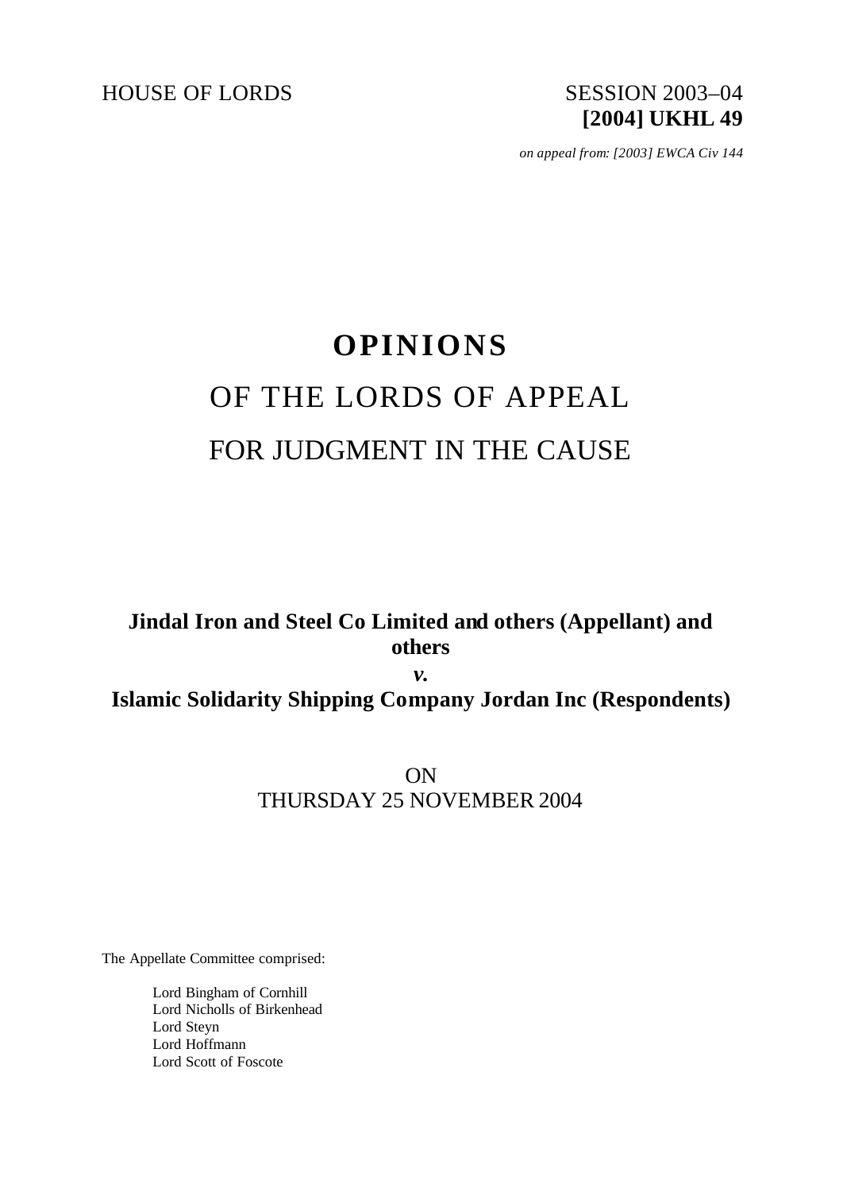HOUSE OF LORDS SESSION 2003–04

**[2004] UKHL 49**

*on appeal from: [2003] EWCA Civ 144*

# OPINIONS

## OF THE LORDS OF APPEAL

## FOR JUDGMENT IN THE CAUSE

**Jindal Iron and Steel Co Limited and others (Appellant) and others**

***v.***

**Islamic Solidarity Shipping Company Jordan Inc (Respondents)**

ON

THURSDAY 25 NOVEMBER 2004

The Appellate Committee comprised:

Lord Bingham of Cornhill
Lord Nicholls of Birkenhead
Lord Steyn
Lord Hoffmann
Lord Scott of Foscote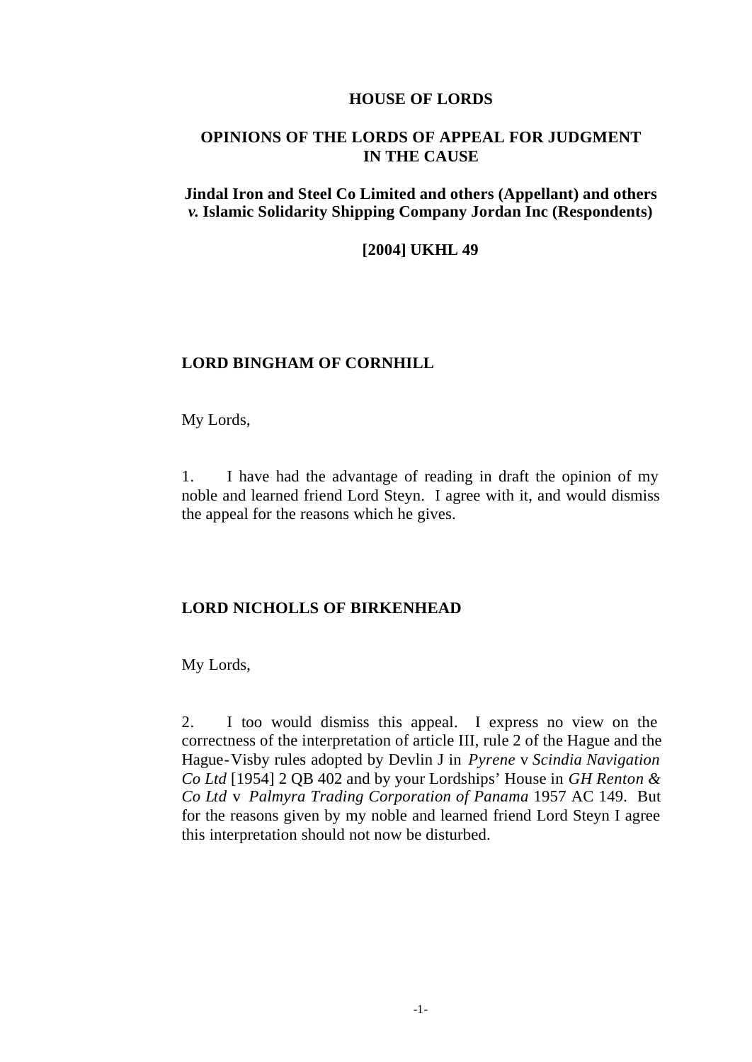**HOUSE OF LORDS**

**OPINIONS OF THE LORDS OF APPEAL FOR JUDGMENT IN THE CAUSE**

**Jindal Iron and Steel Co Limited and others (Appellant) and others *v.* Islamic Solidarity Shipping Company Jordan Inc (Respondents)**

**[2004] UKHL 49**

**LORD BINGHAM OF CORNHILL**

My Lords,

1. I have had the advantage of reading in draft the opinion of my noble and learned friend Lord Steyn. I agree with it, and would dismiss the appeal for the reasons which he gives.

**LORD NICHOLLS OF BIRKENHEAD**

My Lords,

2. I too would dismiss this appeal. I express no view on the correctness of the interpretation of article III, rule 2 of the Hague and the Hague-Visby rules adopted by Devlin J in *Pyrene* v *Scindia Navigation Co Ltd* [1954] 2 QB 402 and by your Lordships' House in *GH Renton & Co Ltd* v *Palmyra Trading Corporation of Panama* 1957 AC 149. But for the reasons given by my noble and learned friend Lord Steyn I agree this interpretation should not now be disturbed.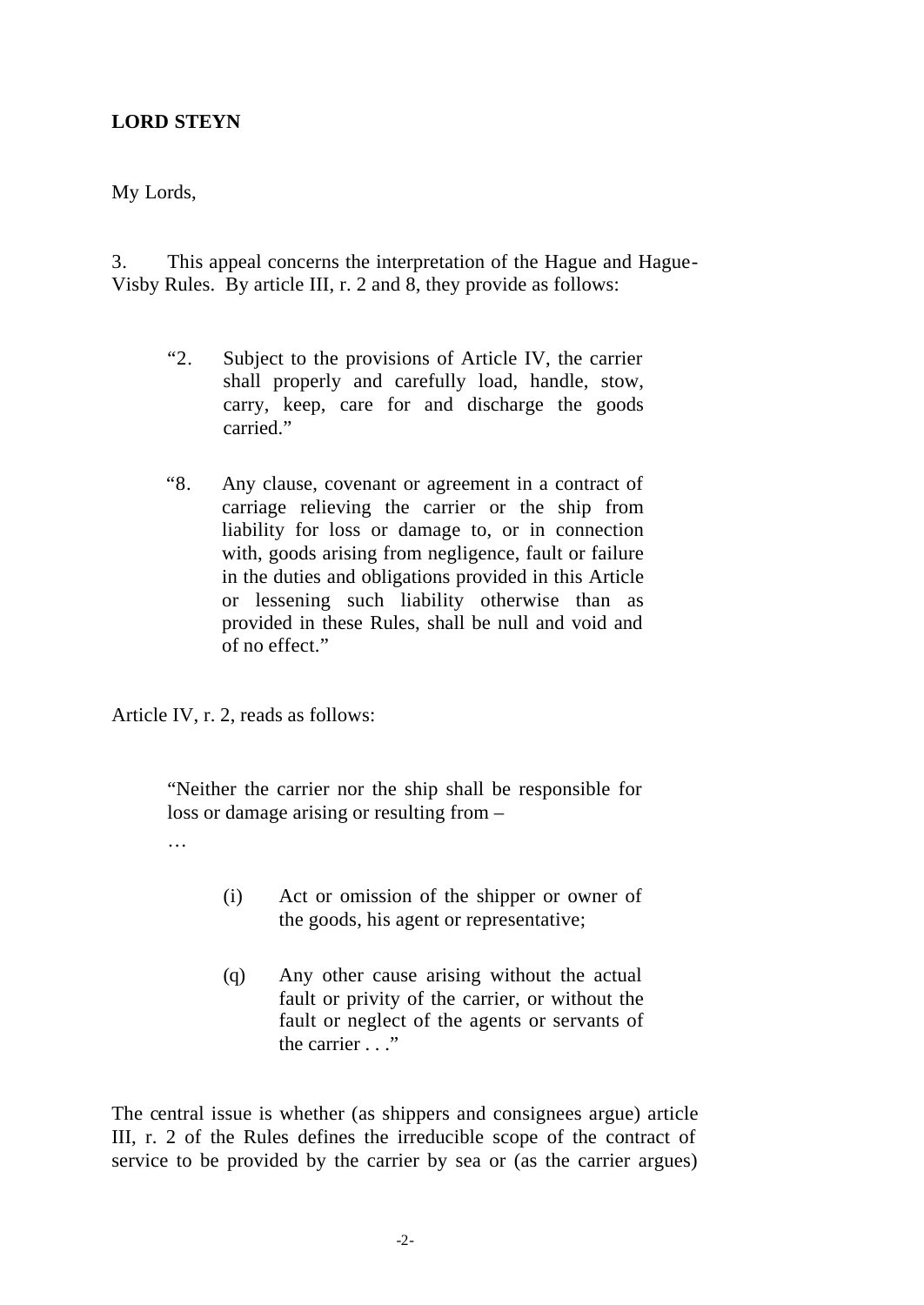**LORD STEYN**

My Lords,

3. This appeal concerns the interpretation of the Hague and Hague-Visby Rules. By article III, r. 2 and 8, they provide as follows:

> "2. Subject to the provisions of Article IV, the carrier shall properly and carefully load, handle, stow, carry, keep, care for and discharge the goods carried."

> "8. Any clause, covenant or agreement in a contract of carriage relieving the carrier or the ship from liability for loss or damage to, or in connection with, goods arising from negligence, fault or failure in the duties and obligations provided in this Article or lessening such liability otherwise than as provided in these Rules, shall be null and void and of no effect."

Article IV, r. 2, reads as follows:

> "Neither the carrier nor the ship shall be responsible for loss or damage arising or resulting from –
>
> …
>
> (i) Act or omission of the shipper or owner of the goods, his agent or representative;
>
> (q) Any other cause arising without the actual fault or privity of the carrier, or without the fault or neglect of the agents or servants of the carrier . . ."

The central issue is whether (as shippers and consignees argue) article III, r. 2 of the Rules defines the irreducible scope of the contract of service to be provided by the carrier by sea or (as the carrier argues)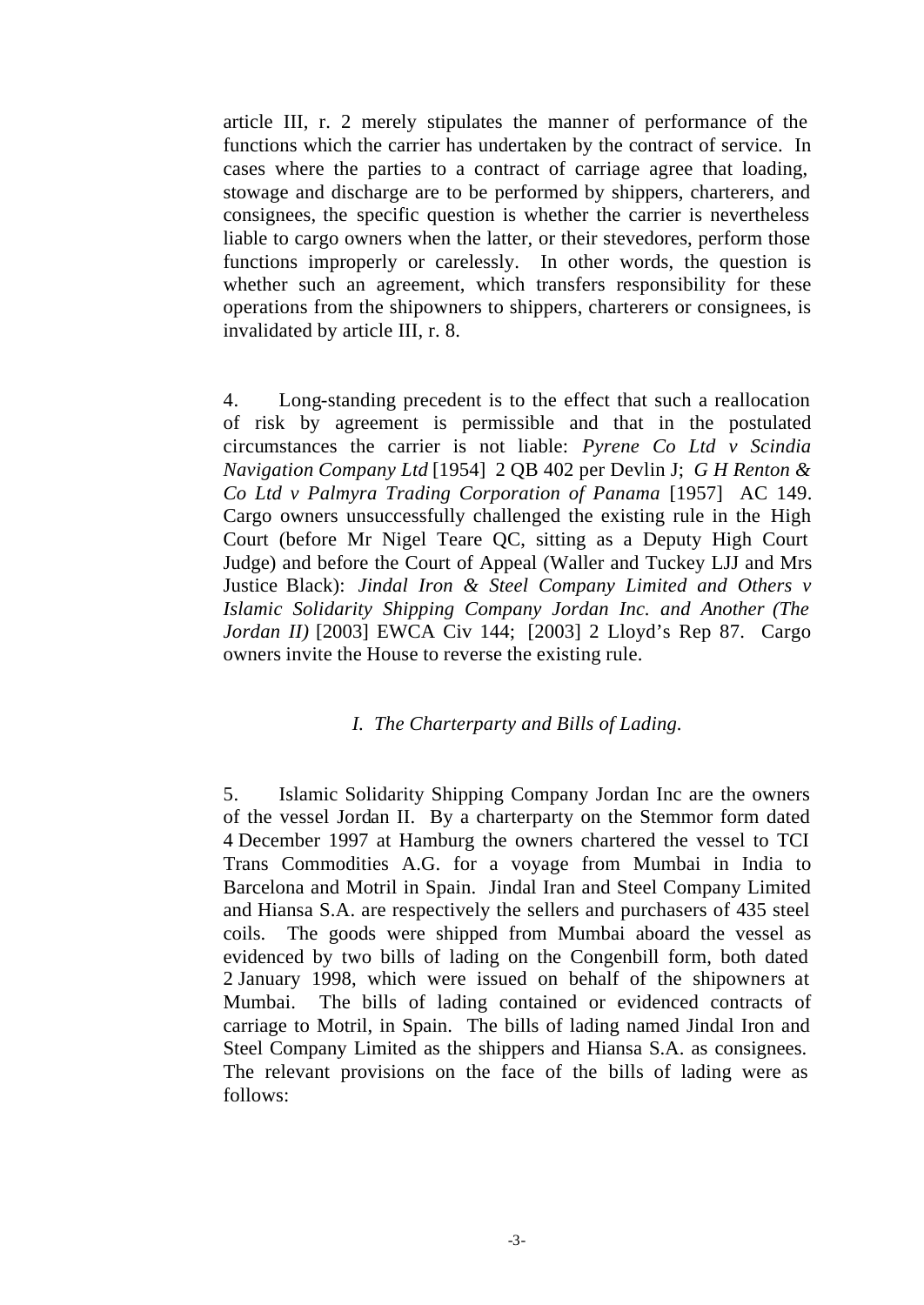article III, r. 2 merely stipulates the manner of performance of the functions which the carrier has undertaken by the contract of service. In cases where the parties to a contract of carriage agree that loading, stowage and discharge are to be performed by shippers, charterers, and consignees, the specific question is whether the carrier is nevertheless liable to cargo owners when the latter, or their stevedores, perform those functions improperly or carelessly. In other words, the question is whether such an agreement, which transfers responsibility for these operations from the shipowners to shippers, charterers or consignees, is invalidated by article III, r. 8.

4. Long-standing precedent is to the effect that such a reallocation of risk by agreement is permissible and that in the postulated circumstances the carrier is not liable: *Pyrene Co Ltd v Scindia Navigation Company Ltd* [1954] 2 QB 402 per Devlin J; *G H Renton & Co Ltd v Palmyra Trading Corporation of Panama* [1957] AC 149. Cargo owners unsuccessfully challenged the existing rule in the High Court (before Mr Nigel Teare QC, sitting as a Deputy High Court Judge) and before the Court of Appeal (Waller and Tuckey LJJ and Mrs Justice Black): *Jindal Iron & Steel Company Limited and Others v Islamic Solidarity Shipping Company Jordan Inc. and Another (The Jordan II)* [2003] EWCA Civ 144; [2003] 2 Lloyd's Rep 87. Cargo owners invite the House to reverse the existing rule.

### *I. The Charterparty and Bills of Lading.*

5. Islamic Solidarity Shipping Company Jordan Inc are the owners of the vessel Jordan II. By a charterparty on the Stemmor form dated 4 December 1997 at Hamburg the owners chartered the vessel to TCI Trans Commodities A.G. for a voyage from Mumbai in India to Barcelona and Motril in Spain. Jindal Iran and Steel Company Limited and Hiansa S.A. are respectively the sellers and purchasers of 435 steel coils. The goods were shipped from Mumbai aboard the vessel as evidenced by two bills of lading on the Congenbill form, both dated 2 January 1998, which were issued on behalf of the shipowners at Mumbai. The bills of lading contained or evidenced contracts of carriage to Motril, in Spain. The bills of lading named Jindal Iron and Steel Company Limited as the shippers and Hiansa S.A. as consignees. The relevant provisions on the face of the bills of lading were as follows: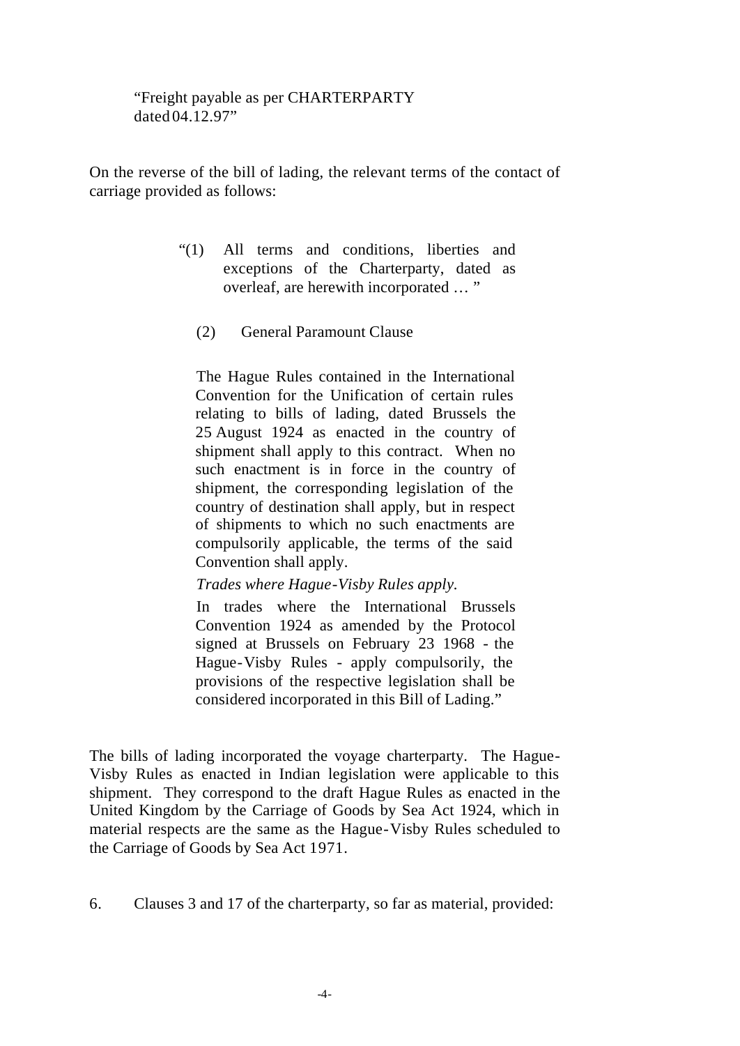> "Freight payable as per CHARTERPARTY
> dated 04.12.97"

On the reverse of the bill of lading, the relevant terms of the contact of carriage provided as follows:

> "(1) All terms and conditions, liberties and exceptions of the Charterparty, dated as overleaf, are herewith incorporated … "
>
> (2) General Paramount Clause
>
> The Hague Rules contained in the International Convention for the Unification of certain rules relating to bills of lading, dated Brussels the 25 August 1924 as enacted in the country of shipment shall apply to this contract. When no such enactment is in force in the country of shipment, the corresponding legislation of the country of destination shall apply, but in respect of shipments to which no such enactments are compulsorily applicable, the terms of the said Convention shall apply.
>
> *Trades where Hague-Visby Rules apply.*
>
> In trades where the International Brussels Convention 1924 as amended by the Protocol signed at Brussels on February 23 1968 - the Hague-Visby Rules - apply compulsorily, the provisions of the respective legislation shall be considered incorporated in this Bill of Lading."

The bills of lading incorporated the voyage charterparty. The Hague-Visby Rules as enacted in Indian legislation were applicable to this shipment. They correspond to the draft Hague Rules as enacted in the United Kingdom by the Carriage of Goods by Sea Act 1924, which in material respects are the same as the Hague-Visby Rules scheduled to the Carriage of Goods by Sea Act 1971.

6. Clauses 3 and 17 of the charterparty, so far as material, provided: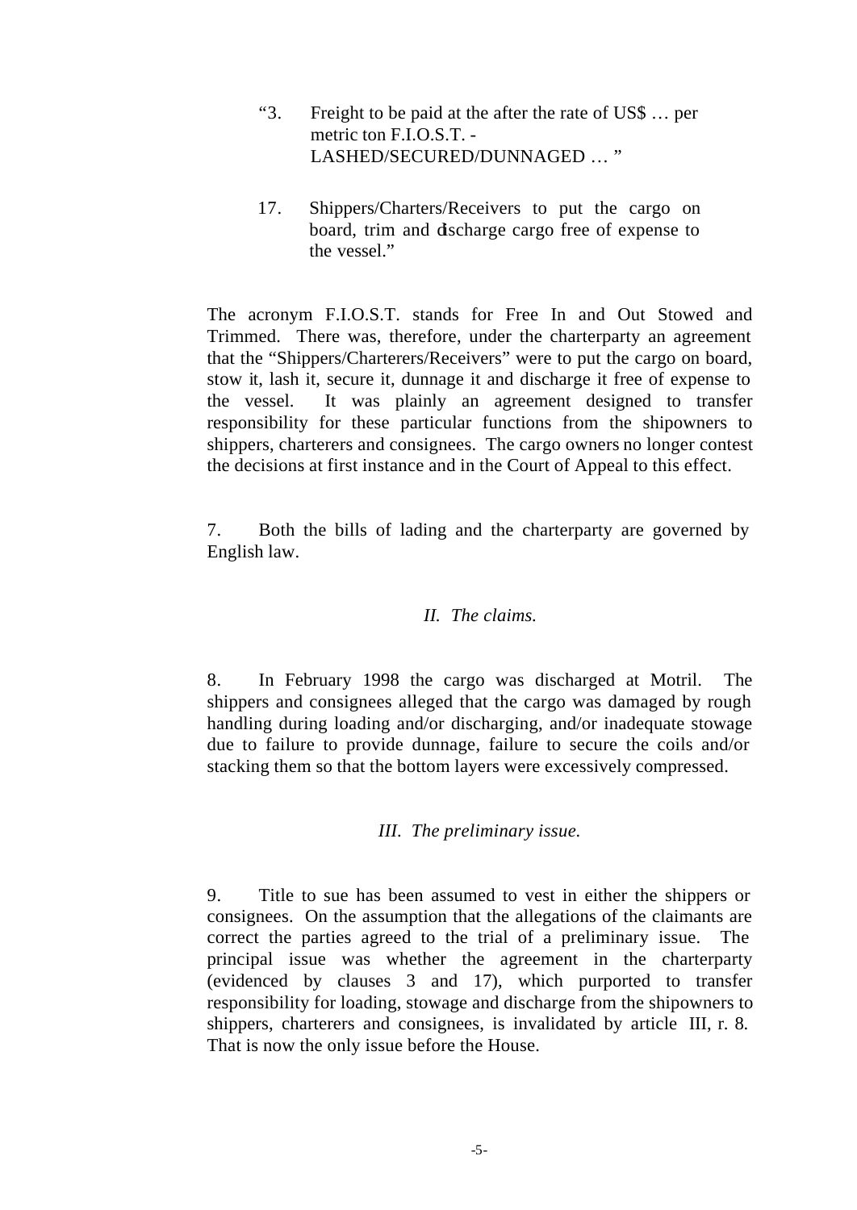> "3. Freight to be paid at the after the rate of US$ … per metric ton F.I.O.S.T. - LASHED/SECURED/DUNNAGED … "
>
> 17. Shippers/Charters/Receivers to put the cargo on board, trim and discharge cargo free of expense to the vessel."

The acronym F.I.O.S.T. stands for Free In and Out Stowed and Trimmed. There was, therefore, under the charterparty an agreement that the "Shippers/Charterers/Receivers" were to put the cargo on board, stow it, lash it, secure it, dunnage it and discharge it free of expense to the vessel. It was plainly an agreement designed to transfer responsibility for these particular functions from the shipowners to shippers, charterers and consignees. The cargo owners no longer contest the decisions at first instance and in the Court of Appeal to this effect.

7. Both the bills of lading and the charterparty are governed by English law.

## *II. The claims.*

8. In February 1998 the cargo was discharged at Motril. The shippers and consignees alleged that the cargo was damaged by rough handling during loading and/or discharging, and/or inadequate stowage due to failure to provide dunnage, failure to secure the coils and/or stacking them so that the bottom layers were excessively compressed.

## *III. The preliminary issue.*

9. Title to sue has been assumed to vest in either the shippers or consignees. On the assumption that the allegations of the claimants are correct the parties agreed to the trial of a preliminary issue. The principal issue was whether the agreement in the charterparty (evidenced by clauses 3 and 17), which purported to transfer responsibility for loading, stowage and discharge from the shipowners to shippers, charterers and consignees, is invalidated by article III, r. 8. That is now the only issue before the House.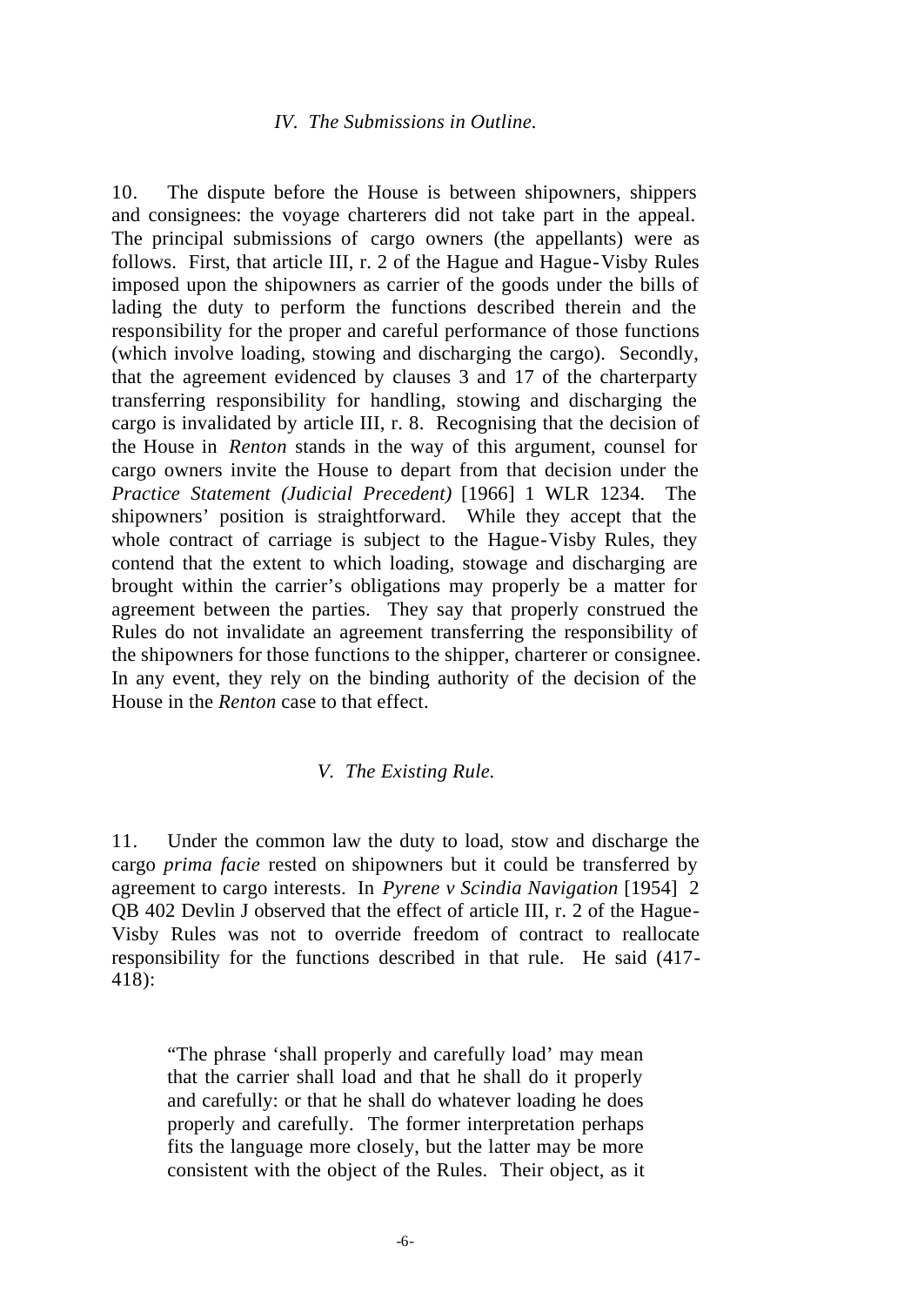### *IV. The Submissions in Outline.*

10. The dispute before the House is between shipowners, shippers and consignees: the voyage charterers did not take part in the appeal. The principal submissions of cargo owners (the appellants) were as follows. First, that article III, r. 2 of the Hague and Hague-Visby Rules imposed upon the shipowners as carrier of the goods under the bills of lading the duty to perform the functions described therein and the responsibility for the proper and careful performance of those functions (which involve loading, stowing and discharging the cargo). Secondly, that the agreement evidenced by clauses 3 and 17 of the charterparty transferring responsibility for handling, stowing and discharging the cargo is invalidated by article III, r. 8. Recognising that the decision of the House in *Renton* stands in the way of this argument, counsel for cargo owners invite the House to depart from that decision under the *Practice Statement (Judicial Precedent)* [1966] 1 WLR 1234. The shipowners' position is straightforward. While they accept that the whole contract of carriage is subject to the Hague-Visby Rules, they contend that the extent to which loading, stowage and discharging are brought within the carrier's obligations may properly be a matter for agreement between the parties. They say that properly construed the Rules do not invalidate an agreement transferring the responsibility of the shipowners for those functions to the shipper, charterer or consignee. In any event, they rely on the binding authority of the decision of the House in the *Renton* case to that effect.

### *V. The Existing Rule.*

11. Under the common law the duty to load, stow and discharge the cargo *prima facie* rested on shipowners but it could be transferred by agreement to cargo interests. In *Pyrene v Scindia Navigation* [1954] 2 QB 402 Devlin J observed that the effect of article III, r. 2 of the Hague-Visby Rules was not to override freedom of contract to reallocate responsibility for the functions described in that rule. He said (417-418):

> "The phrase 'shall properly and carefully load' may mean that the carrier shall load and that he shall do it properly and carefully: or that he shall do whatever loading he does properly and carefully. The former interpretation perhaps fits the language more closely, but the latter may be more consistent with the object of the Rules. Their object, as it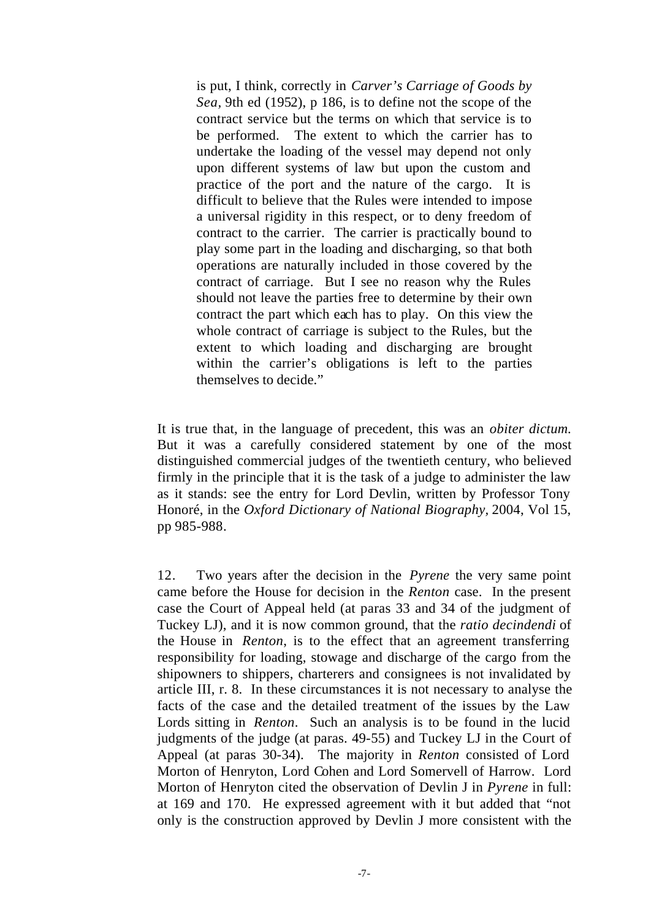> is put, I think, correctly in *Carver's Carriage of Goods by Sea*, 9th ed (1952), p 186, is to define not the scope of the contract service but the terms on which that service is to be performed. The extent to which the carrier has to undertake the loading of the vessel may depend not only upon different systems of law but upon the custom and practice of the port and the nature of the cargo. It is difficult to believe that the Rules were intended to impose a universal rigidity in this respect, or to deny freedom of contract to the carrier. The carrier is practically bound to play some part in the loading and discharging, so that both operations are naturally included in those covered by the contract of carriage. But I see no reason why the Rules should not leave the parties free to determine by their own contract the part which each has to play. On this view the whole contract of carriage is subject to the Rules, but the extent to which loading and discharging are brought within the carrier's obligations is left to the parties themselves to decide."

It is true that, in the language of precedent, this was an *obiter dictum*. But it was a carefully considered statement by one of the most distinguished commercial judges of the twentieth century, who believed firmly in the principle that it is the task of a judge to administer the law as it stands: see the entry for Lord Devlin, written by Professor Tony Honoré, in the *Oxford Dictionary of National Biography*, 2004, Vol 15, pp 985-988.

12. Two years after the decision in the *Pyrene* the very same point came before the House for decision in the *Renton* case. In the present case the Court of Appeal held (at paras 33 and 34 of the judgment of Tuckey LJ), and it is now common ground, that the *ratio decindendi* of the House in *Renton*, is to the effect that an agreement transferring responsibility for loading, stowage and discharge of the cargo from the shipowners to shippers, charterers and consignees is not invalidated by article III, r. 8. In these circumstances it is not necessary to analyse the facts of the case and the detailed treatment of the issues by the Law Lords sitting in *Renton*. Such an analysis is to be found in the lucid judgments of the judge (at paras. 49-55) and Tuckey LJ in the Court of Appeal (at paras 30-34). The majority in *Renton* consisted of Lord Morton of Henryton, Lord Cohen and Lord Somervell of Harrow. Lord Morton of Henryton cited the observation of Devlin J in *Pyrene* in full: at 169 and 170. He expressed agreement with it but added that "not only is the construction approved by Devlin J more consistent with the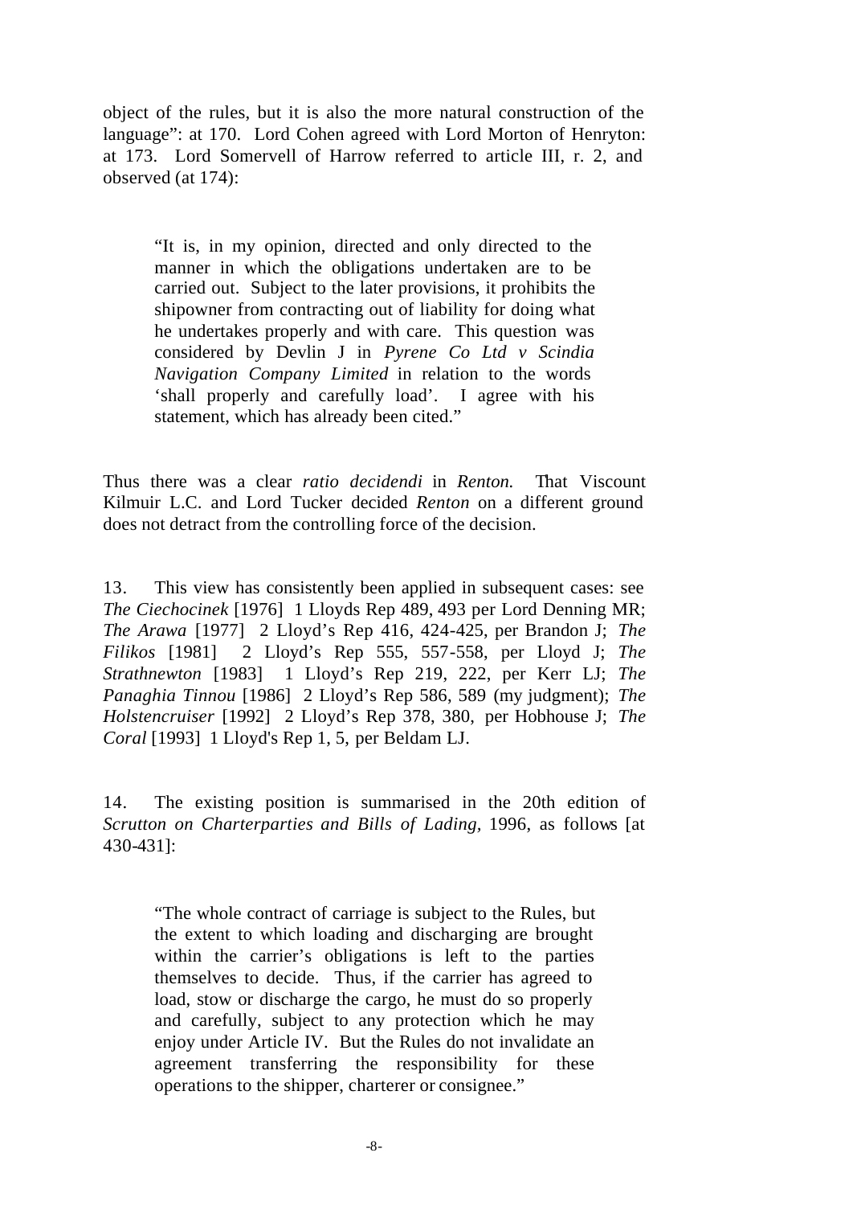object of the rules, but it is also the more natural construction of the language": at 170. Lord Cohen agreed with Lord Morton of Henryton: at 173. Lord Somervell of Harrow referred to article III, r. 2, and observed (at 174):

> "It is, in my opinion, directed and only directed to the manner in which the obligations undertaken are to be carried out. Subject to the later provisions, it prohibits the shipowner from contracting out of liability for doing what he undertakes properly and with care. This question was considered by Devlin J in *Pyrene Co Ltd v Scindia Navigation Company Limited* in relation to the words 'shall properly and carefully load'. I agree with his statement, which has already been cited."

Thus there was a clear *ratio decidendi* in *Renton.* That Viscount Kilmuir L.C. and Lord Tucker decided *Renton* on a different ground does not detract from the controlling force of the decision.

13. This view has consistently been applied in subsequent cases: see *The Ciechocinek* [1976] 1 Lloyds Rep 489, 493 per Lord Denning MR; *The Arawa* [1977] 2 Lloyd's Rep 416, 424-425, per Brandon J; *The Filikos* [1981] 2 Lloyd's Rep 555, 557-558, per Lloyd J; *The Strathnewton* [1983] 1 Lloyd's Rep 219, 222, per Kerr LJ; *The Panaghia Tinnou* [1986] 2 Lloyd's Rep 586, 589 (my judgment); *The Holstencruiser* [1992] 2 Lloyd's Rep 378, 380, per Hobhouse J; *The Coral* [1993] 1 Lloyd's Rep 1, 5, per Beldam LJ.

14. The existing position is summarised in the 20th edition of *Scrutton on Charterparties and Bills of Lading,* 1996, as follows [at 430-431]:

> "The whole contract of carriage is subject to the Rules, but the extent to which loading and discharging are brought within the carrier's obligations is left to the parties themselves to decide. Thus, if the carrier has agreed to load, stow or discharge the cargo, he must do so properly and carefully, subject to any protection which he may enjoy under Article IV. But the Rules do not invalidate an agreement transferring the responsibility for these operations to the shipper, charterer or consignee."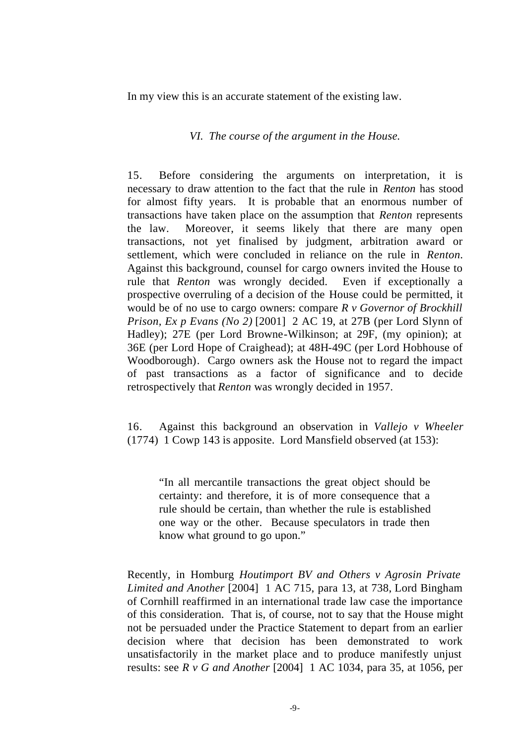In my view this is an accurate statement of the existing law.

*VI. The course of the argument in the House.*

15. Before considering the arguments on interpretation, it is necessary to draw attention to the fact that the rule in *Renton* has stood for almost fifty years. It is probable that an enormous number of transactions have taken place on the assumption that *Renton* represents the law. Moreover, it seems likely that there are many open transactions, not yet finalised by judgment, arbitration award or settlement, which were concluded in reliance on the rule in *Renton*. Against this background, counsel for cargo owners invited the House to rule that *Renton* was wrongly decided. Even if exceptionally a prospective overruling of a decision of the House could be permitted, it would be of no use to cargo owners: compare *R v Governor of Brockhill Prison, Ex p Evans (No 2)* [2001] 2 AC 19, at 27B (per Lord Slynn of Hadley); 27E (per Lord Browne-Wilkinson; at 29F, (my opinion); at 36E (per Lord Hope of Craighead); at 48H-49C (per Lord Hobhouse of Woodborough). Cargo owners ask the House not to regard the impact of past transactions as a factor of significance and to decide retrospectively that *Renton* was wrongly decided in 1957.

16. Against this background an observation in *Vallejo v Wheeler* (1774) 1 Cowp 143 is apposite. Lord Mansfield observed (at 153):

> "In all mercantile transactions the great object should be certainty: and therefore, it is of more consequence that a rule should be certain, than whether the rule is established one way or the other. Because speculators in trade then know what ground to go upon."

Recently, in Homburg *Houtimport BV and Others v Agrosin Private Limited and Another* [2004] 1 AC 715, para 13, at 738, Lord Bingham of Cornhill reaffirmed in an international trade law case the importance of this consideration. That is, of course, not to say that the House might not be persuaded under the Practice Statement to depart from an earlier decision where that decision has been demonstrated to work unsatisfactorily in the market place and to produce manifestly unjust results: see *R v G and Another* [2004] 1 AC 1034, para 35, at 1056, per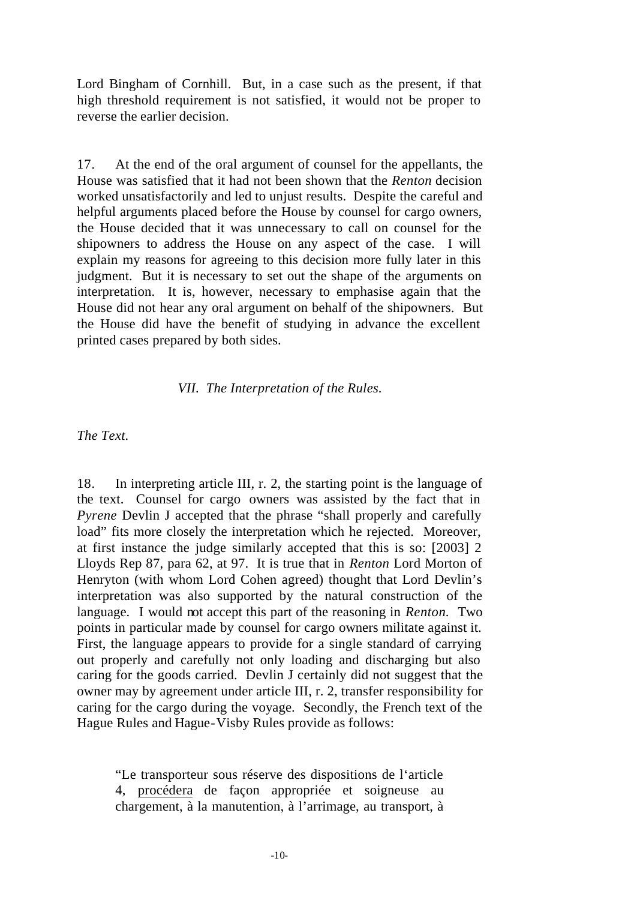Lord Bingham of Cornhill. But, in a case such as the present, if that high threshold requirement is not satisfied, it would not be proper to reverse the earlier decision.

17. At the end of the oral argument of counsel for the appellants, the House was satisfied that it had not been shown that the *Renton* decision worked unsatisfactorily and led to unjust results. Despite the careful and helpful arguments placed before the House by counsel for cargo owners, the House decided that it was unnecessary to call on counsel for the shipowners to address the House on any aspect of the case. I will explain my reasons for agreeing to this decision more fully later in this judgment. But it is necessary to set out the shape of the arguments on interpretation. It is, however, necessary to emphasise again that the House did not hear any oral argument on behalf of the shipowners. But the House did have the benefit of studying in advance the excellent printed cases prepared by both sides.

### *VII. The Interpretation of the Rules.*

*The Text.*

18. In interpreting article III, r. 2, the starting point is the language of the text. Counsel for cargo owners was assisted by the fact that in *Pyrene* Devlin J accepted that the phrase "shall properly and carefully load" fits more closely the interpretation which he rejected. Moreover, at first instance the judge similarly accepted that this is so: [2003] 2 Lloyds Rep 87, para 62, at 97. It is true that in *Renton* Lord Morton of Henryton (with whom Lord Cohen agreed) thought that Lord Devlin's interpretation was also supported by the natural construction of the language. I would not accept this part of the reasoning in *Renton*. Two points in particular made by counsel for cargo owners militate against it. First, the language appears to provide for a single standard of carrying out properly and carefully not only loading and discharging but also caring for the goods carried. Devlin J certainly did not suggest that the owner may by agreement under article III, r. 2, transfer responsibility for caring for the cargo during the voyage. Secondly, the French text of the Hague Rules and Hague-Visby Rules provide as follows:

> "Le transporteur sous réserve des dispositions de l'article 4, <u>procédera</u> de façon appropriée et soigneuse au chargement, à la manutention, à l'arrimage, au transport, à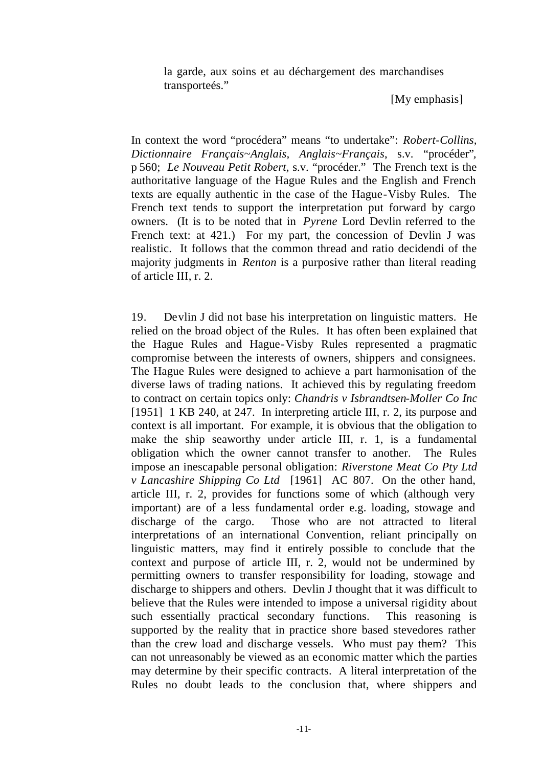> la garde, aux soins et au déchargement des marchandises transporteés."
>
> [My emphasis]

In context the word "procédera" means "to undertake": *Robert-Collins, Dictionnaire Français~Anglais, Anglais~Français*, s.v. "procéder", p 560; *Le Nouveau Petit Robert*, s.v. "procéder." The French text is the authoritative language of the Hague Rules and the English and French texts are equally authentic in the case of the Hague-Visby Rules. The French text tends to support the interpretation put forward by cargo owners. (It is to be noted that in *Pyrene* Lord Devlin referred to the French text: at 421.) For my part, the concession of Devlin J was realistic. It follows that the common thread and ratio decidendi of the majority judgments in *Renton* is a purposive rather than literal reading of article III, r. 2.

19. Devlin J did not base his interpretation on linguistic matters. He relied on the broad object of the Rules. It has often been explained that the Hague Rules and Hague-Visby Rules represented a pragmatic compromise between the interests of owners, shippers and consignees. The Hague Rules were designed to achieve a part harmonisation of the diverse laws of trading nations. It achieved this by regulating freedom to contract on certain topics only: *Chandris v Isbrandtsen-Moller Co Inc* [1951] 1 KB 240, at 247. In interpreting article III, r. 2, its purpose and context is all important. For example, it is obvious that the obligation to make the ship seaworthy under article III, r. 1, is a fundamental obligation which the owner cannot transfer to another. The Rules impose an inescapable personal obligation: *Riverstone Meat Co Pty Ltd v Lancashire Shipping Co Ltd* [1961] AC 807. On the other hand, article III, r. 2, provides for functions some of which (although very important) are of a less fundamental order e.g. loading, stowage and discharge of the cargo. Those who are not attracted to literal interpretations of an international Convention, reliant principally on linguistic matters, may find it entirely possible to conclude that the context and purpose of article III, r. 2, would not be undermined by permitting owners to transfer responsibility for loading, stowage and discharge to shippers and others. Devlin J thought that it was difficult to believe that the Rules were intended to impose a universal rigidity about such essentially practical secondary functions. This reasoning is supported by the reality that in practice shore based stevedores rather than the crew load and discharge vessels. Who must pay them? This can not unreasonably be viewed as an economic matter which the parties may determine by their specific contracts. A literal interpretation of the Rules no doubt leads to the conclusion that, where shippers and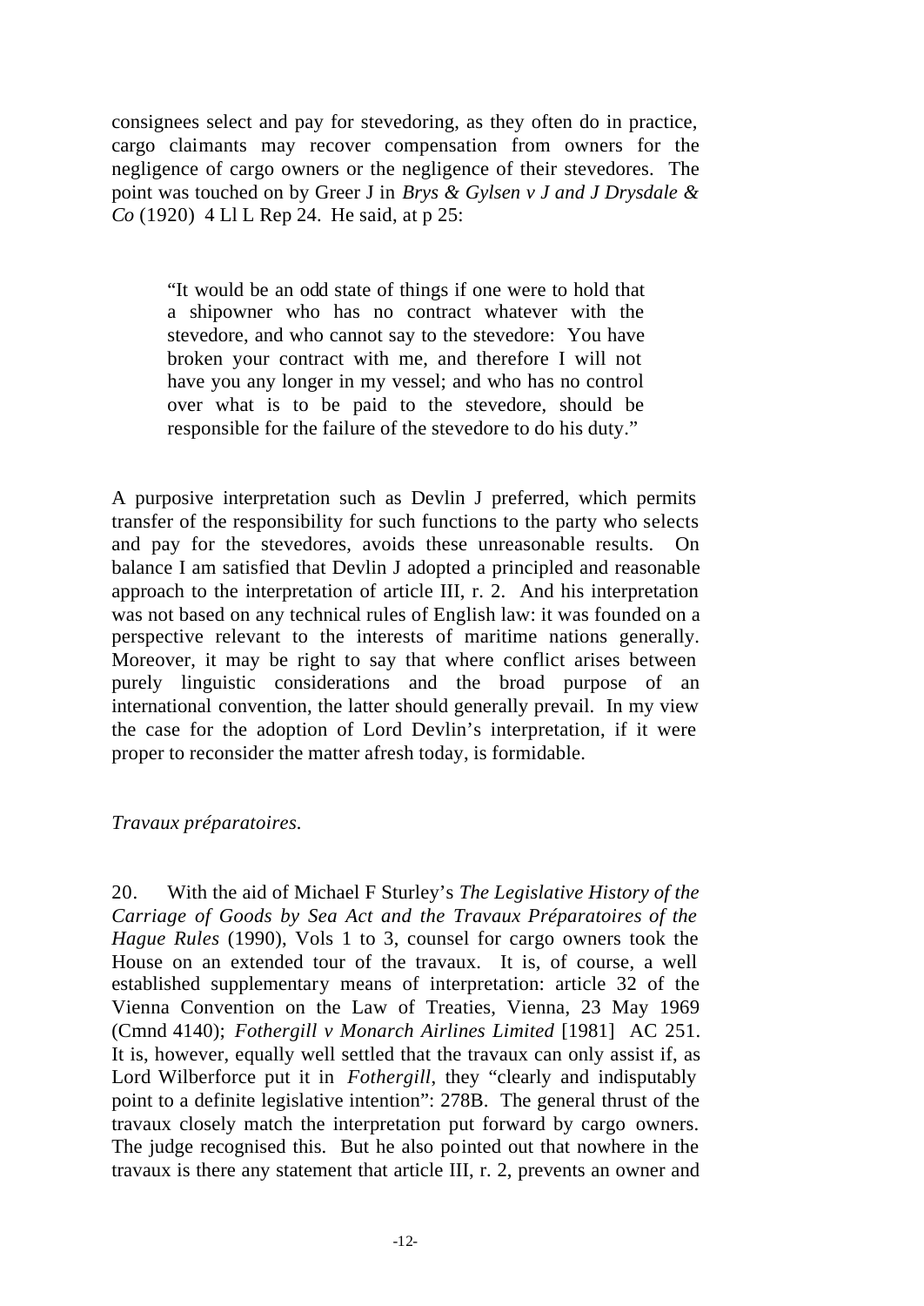consignees select and pay for stevedoring, as they often do in practice, cargo claimants may recover compensation from owners for the negligence of cargo owners or the negligence of their stevedores. The point was touched on by Greer J in *Brys & Gylsen v J and J Drysdale & Co* (1920) 4 Ll L Rep 24. He said, at p 25:

> "It would be an odd state of things if one were to hold that a shipowner who has no contract whatever with the stevedore, and who cannot say to the stevedore: You have broken your contract with me, and therefore I will not have you any longer in my vessel; and who has no control over what is to be paid to the stevedore, should be responsible for the failure of the stevedore to do his duty."

A purposive interpretation such as Devlin J preferred, which permits transfer of the responsibility for such functions to the party who selects and pay for the stevedores, avoids these unreasonable results. On balance I am satisfied that Devlin J adopted a principled and reasonable approach to the interpretation of article III, r. 2. And his interpretation was not based on any technical rules of English law: it was founded on a perspective relevant to the interests of maritime nations generally. Moreover, it may be right to say that where conflict arises between purely linguistic considerations and the broad purpose of an international convention, the latter should generally prevail. In my view the case for the adoption of Lord Devlin's interpretation, if it were proper to reconsider the matter afresh today, is formidable.

*Travaux préparatoires.*

20. With the aid of Michael F Sturley's *The Legislative History of the Carriage of Goods by Sea Act and the Travaux Préparatoires of the Hague Rules* (1990), Vols 1 to 3, counsel for cargo owners took the House on an extended tour of the travaux. It is, of course, a well established supplementary means of interpretation: article 32 of the Vienna Convention on the Law of Treaties, Vienna, 23 May 1969 (Cmnd 4140); *Fothergill v Monarch Airlines Limited* [1981] AC 251. It is, however, equally well settled that the travaux can only assist if, as Lord Wilberforce put it in *Fothergill*, they "clearly and indisputably point to a definite legislative intention": 278B. The general thrust of the travaux closely match the interpretation put forward by cargo owners. The judge recognised this. But he also pointed out that nowhere in the travaux is there any statement that article III, r. 2, prevents an owner and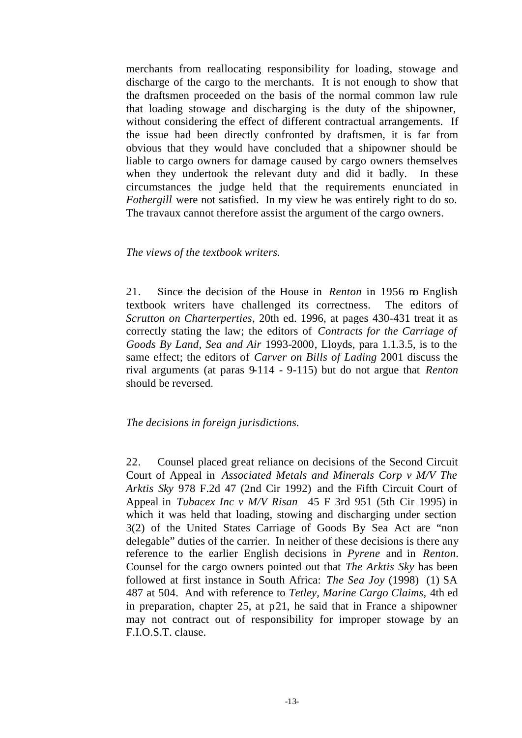merchants from reallocating responsibility for loading, stowage and discharge of the cargo to the merchants. It is not enough to show that the draftsmen proceeded on the basis of the normal common law rule that loading stowage and discharging is the duty of the shipowner, without considering the effect of different contractual arrangements. If the issue had been directly confronted by draftsmen, it is far from obvious that they would have concluded that a shipowner should be liable to cargo owners for damage caused by cargo owners themselves when they undertook the relevant duty and did it badly. In these circumstances the judge held that the requirements enunciated in *Fothergill* were not satisfied. In my view he was entirely right to do so. The travaux cannot therefore assist the argument of the cargo owners.

*The views of the textbook writers.*

21. Since the decision of the House in *Renton* in 1956 no English textbook writers have challenged its correctness. The editors of *Scrutton on Charterperties*, 20th ed. 1996, at pages 430-431 treat it as correctly stating the law; the editors of *Contracts for the Carriage of Goods By Land, Sea and Air* 1993-2000, Lloyds, para 1.1.3.5, is to the same effect; the editors of *Carver on Bills of Lading* 2001 discuss the rival arguments (at paras 9-114 - 9-115) but do not argue that *Renton* should be reversed.

*The decisions in foreign jurisdictions.*

22. Counsel placed great reliance on decisions of the Second Circuit Court of Appeal in *Associated Metals and Minerals Corp v M/V The Arktis Sky* 978 F.2d 47 (2nd Cir 1992) and the Fifth Circuit Court of Appeal in *Tubacex Inc v M/V Risan* 45 F 3rd 951 (5th Cir 1995) in which it was held that loading, stowing and discharging under section 3(2) of the United States Carriage of Goods By Sea Act are "non delegable" duties of the carrier. In neither of these decisions is there any reference to the earlier English decisions in *Pyrene* and in *Renton*. Counsel for the cargo owners pointed out that *The Arktis Sky* has been followed at first instance in South Africa: *The Sea Joy* (1998) (1) SA 487 at 504. And with reference to *Tetley, Marine Cargo Claims*, 4th ed in preparation, chapter 25, at p21, he said that in France a shipowner may not contract out of responsibility for improper stowage by an F.I.O.S.T. clause.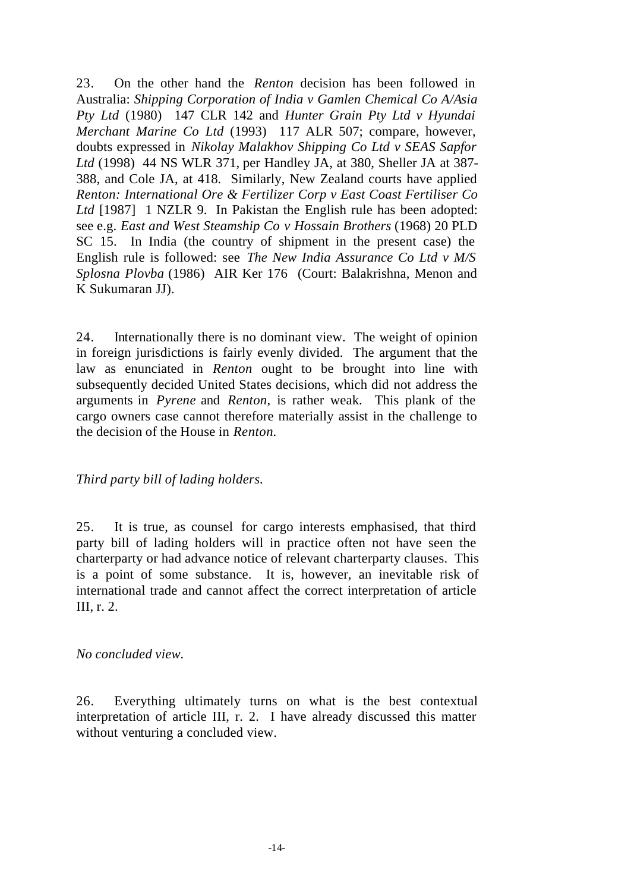23. On the other hand the *Renton* decision has been followed in Australia: *Shipping Corporation of India v Gamlen Chemical Co A/Asia Pty Ltd* (1980) 147 CLR 142 and *Hunter Grain Pty Ltd v Hyundai Merchant Marine Co Ltd* (1993) 117 ALR 507; compare, however, doubts expressed in *Nikolay Malakhov Shipping Co Ltd v SEAS Sapfor Ltd* (1998) 44 NS WLR 371, per Handley JA, at 380, Sheller JA at 387-388, and Cole JA, at 418. Similarly, New Zealand courts have applied *Renton: International Ore & Fertilizer Corp v East Coast Fertiliser Co Ltd* [1987] 1 NZLR 9. In Pakistan the English rule has been adopted: see e.g. *East and West Steamship Co v Hossain Brothers* (1968) 20 PLD SC 15. In India (the country of shipment in the present case) the English rule is followed: see *The New India Assurance Co Ltd v M/S Splosna Plovba* (1986) AIR Ker 176 (Court: Balakrishna, Menon and K Sukumaran JJ).

24. Internationally there is no dominant view. The weight of opinion in foreign jurisdictions is fairly evenly divided. The argument that the law as enunciated in *Renton* ought to be brought into line with subsequently decided United States decisions, which did not address the arguments in *Pyrene* and *Renton,* is rather weak. This plank of the cargo owners case cannot therefore materially assist in the challenge to the decision of the House in *Renton.*

*Third party bill of lading holders.*

25. It is true, as counsel for cargo interests emphasised, that third party bill of lading holders will in practice often not have seen the charterparty or had advance notice of relevant charterparty clauses. This is a point of some substance. It is, however, an inevitable risk of international trade and cannot affect the correct interpretation of article III, r. 2.

*No concluded view.*

26. Everything ultimately turns on what is the best contextual interpretation of article III, r. 2. I have already discussed this matter without venturing a concluded view.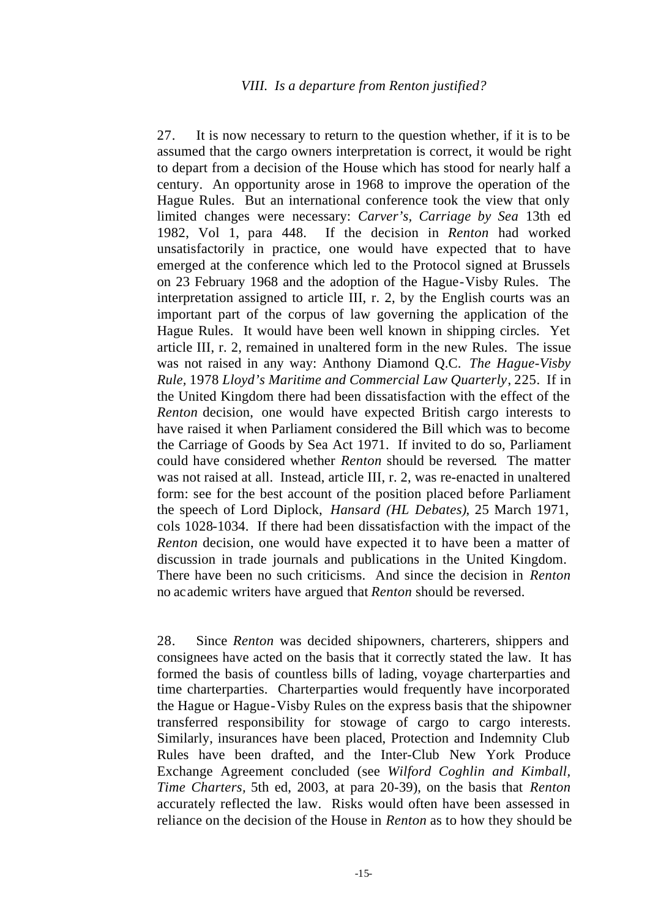### *VIII. Is a departure from Renton justified?*

27. It is now necessary to return to the question whether, if it is to be assumed that the cargo owners interpretation is correct, it would be right to depart from a decision of the House which has stood for nearly half a century. An opportunity arose in 1968 to improve the operation of the Hague Rules. But an international conference took the view that only limited changes were necessary: *Carver's, Carriage by Sea* 13th ed 1982, Vol 1, para 448. If the decision in *Renton* had worked unsatisfactorily in practice, one would have expected that to have emerged at the conference which led to the Protocol signed at Brussels on 23 February 1968 and the adoption of the Hague-Visby Rules. The interpretation assigned to article III, r. 2, by the English courts was an important part of the corpus of law governing the application of the Hague Rules. It would have been well known in shipping circles. Yet article III, r. 2, remained in unaltered form in the new Rules. The issue was not raised in any way: Anthony Diamond Q.C. *The Hague-Visby Rule*, 1978 *Lloyd's Maritime and Commercial Law Quarterly*, 225. If in the United Kingdom there had been dissatisfaction with the effect of the *Renton* decision, one would have expected British cargo interests to have raised it when Parliament considered the Bill which was to become the Carriage of Goods by Sea Act 1971. If invited to do so, Parliament could have considered whether *Renton* should be reversed. The matter was not raised at all. Instead, article III, r. 2, was re-enacted in unaltered form: see for the best account of the position placed before Parliament the speech of Lord Diplock, *Hansard (HL Debates)*, 25 March 1971, cols 1028-1034. If there had been dissatisfaction with the impact of the *Renton* decision, one would have expected it to have been a matter of discussion in trade journals and publications in the United Kingdom. There have been no such criticisms. And since the decision in *Renton* no academic writers have argued that *Renton* should be reversed.

28. Since *Renton* was decided shipowners, charterers, shippers and consignees have acted on the basis that it correctly stated the law. It has formed the basis of countless bills of lading, voyage charterparties and time charterparties. Charterparties would frequently have incorporated the Hague or Hague-Visby Rules on the express basis that the shipowner transferred responsibility for stowage of cargo to cargo interests. Similarly, insurances have been placed, Protection and Indemnity Club Rules have been drafted, and the Inter-Club New York Produce Exchange Agreement concluded (see *Wilford Coghlin and Kimball, Time Charters,* 5th ed, 2003, at para 20-39), on the basis that *Renton* accurately reflected the law. Risks would often have been assessed in reliance on the decision of the House in *Renton* as to how they should be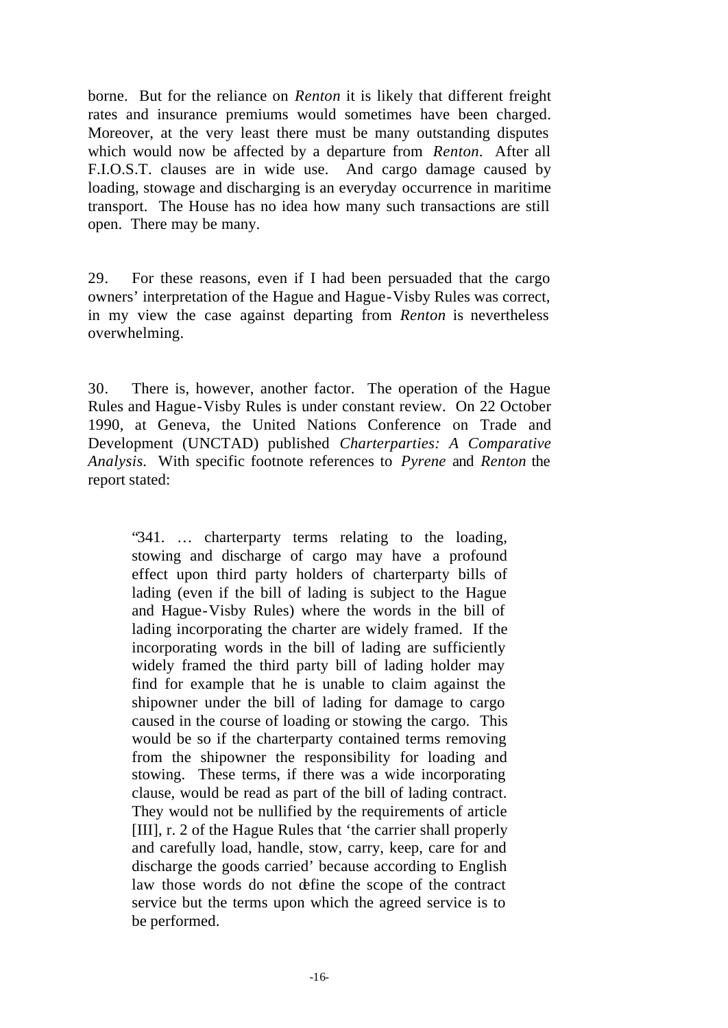borne. But for the reliance on *Renton* it is likely that different freight rates and insurance premiums would sometimes have been charged. Moreover, at the very least there must be many outstanding disputes which would now be affected by a departure from *Renton*. After all F.I.O.S.T. clauses are in wide use. And cargo damage caused by loading, stowage and discharging is an everyday occurrence in maritime transport. The House has no idea how many such transactions are still open. There may be many.

29. For these reasons, even if I had been persuaded that the cargo owners' interpretation of the Hague and Hague-Visby Rules was correct, in my view the case against departing from *Renton* is nevertheless overwhelming.

30. There is, however, another factor. The operation of the Hague Rules and Hague-Visby Rules is under constant review. On 22 October 1990, at Geneva, the United Nations Conference on Trade and Development (UNCTAD) published *Charterparties: A Comparative Analysis*. With specific footnote references to *Pyrene* and *Renton* the report stated:

> "341. … charterparty terms relating to the loading, stowing and discharge of cargo may have a profound effect upon third party holders of charterparty bills of lading (even if the bill of lading is subject to the Hague and Hague-Visby Rules) where the words in the bill of lading incorporating the charter are widely framed. If the incorporating words in the bill of lading are sufficiently widely framed the third party bill of lading holder may find for example that he is unable to claim against the shipowner under the bill of lading for damage to cargo caused in the course of loading or stowing the cargo. This would be so if the charterparty contained terms removing from the shipowner the responsibility for loading and stowing. These terms, if there was a wide incorporating clause, would be read as part of the bill of lading contract. They would not be nullified by the requirements of article [III], r. 2 of the Hague Rules that 'the carrier shall properly and carefully load, handle, stow, carry, keep, care for and discharge the goods carried' because according to English law those words do not define the scope of the contract service but the terms upon which the agreed service is to be performed.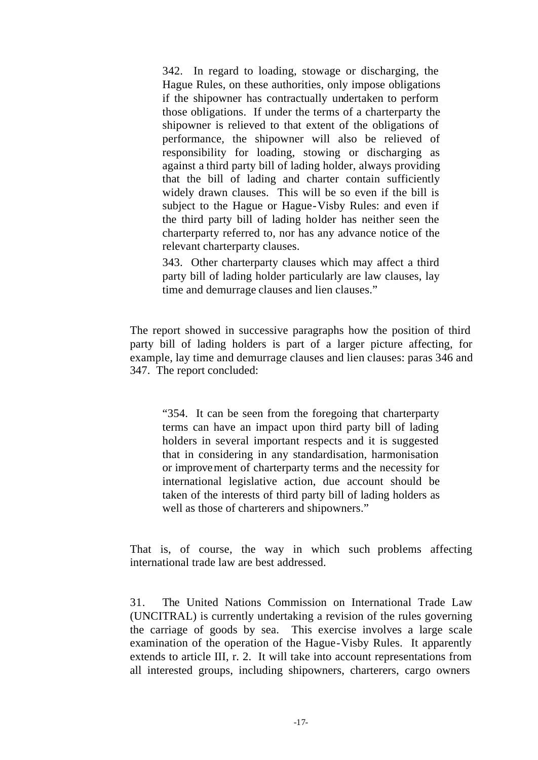> 342. In regard to loading, stowage or discharging, the Hague Rules, on these authorities, only impose obligations if the shipowner has contractually undertaken to perform those obligations. If under the terms of a charterparty the shipowner is relieved to that extent of the obligations of performance, the shipowner will also be relieved of responsibility for loading, stowing or discharging as against a third party bill of lading holder, always providing that the bill of lading and charter contain sufficiently widely drawn clauses. This will be so even if the bill is subject to the Hague or Hague-Visby Rules: and even if the third party bill of lading holder has neither seen the charterparty referred to, nor has any advance notice of the relevant charterparty clauses.
>
> 343. Other charterparty clauses which may affect a third party bill of lading holder particularly are law clauses, lay time and demurrage clauses and lien clauses."

The report showed in successive paragraphs how the position of third party bill of lading holders is part of a larger picture affecting, for example, lay time and demurrage clauses and lien clauses: paras 346 and 347. The report concluded:

> "354. It can be seen from the foregoing that charterparty terms can have an impact upon third party bill of lading holders in several important respects and it is suggested that in considering in any standardisation, harmonisation or improvement of charterparty terms and the necessity for international legislative action, due account should be taken of the interests of third party bill of lading holders as well as those of charterers and shipowners."

That is, of course, the way in which such problems affecting international trade law are best addressed.

31. The United Nations Commission on International Trade Law (UNCITRAL) is currently undertaking a revision of the rules governing the carriage of goods by sea. This exercise involves a large scale examination of the operation of the Hague-Visby Rules. It apparently extends to article III, r. 2. It will take into account representations from all interested groups, including shipowners, charterers, cargo owners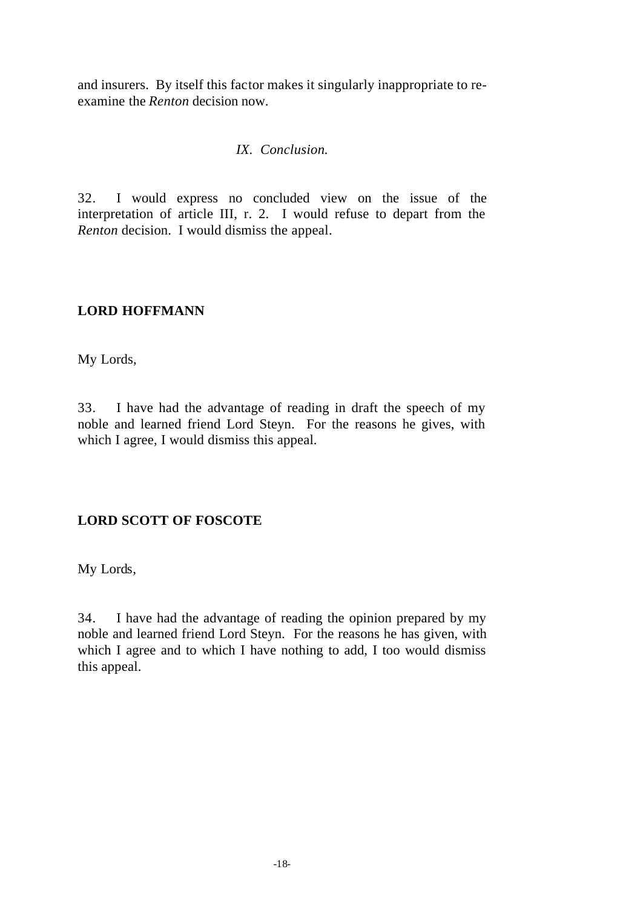and insurers. By itself this factor makes it singularly inappropriate to re-examine the *Renton* decision now.

*IX. Conclusion.*

32. I would express no concluded view on the issue of the interpretation of article III, r. 2. I would refuse to depart from the *Renton* decision. I would dismiss the appeal.

**LORD HOFFMANN**

My Lords,

33. I have had the advantage of reading in draft the speech of my noble and learned friend Lord Steyn. For the reasons he gives, with which I agree, I would dismiss this appeal.

**LORD SCOTT OF FOSCOTE**

My Lords,

34. I have had the advantage of reading the opinion prepared by my noble and learned friend Lord Steyn. For the reasons he has given, with which I agree and to which I have nothing to add, I too would dismiss this appeal.